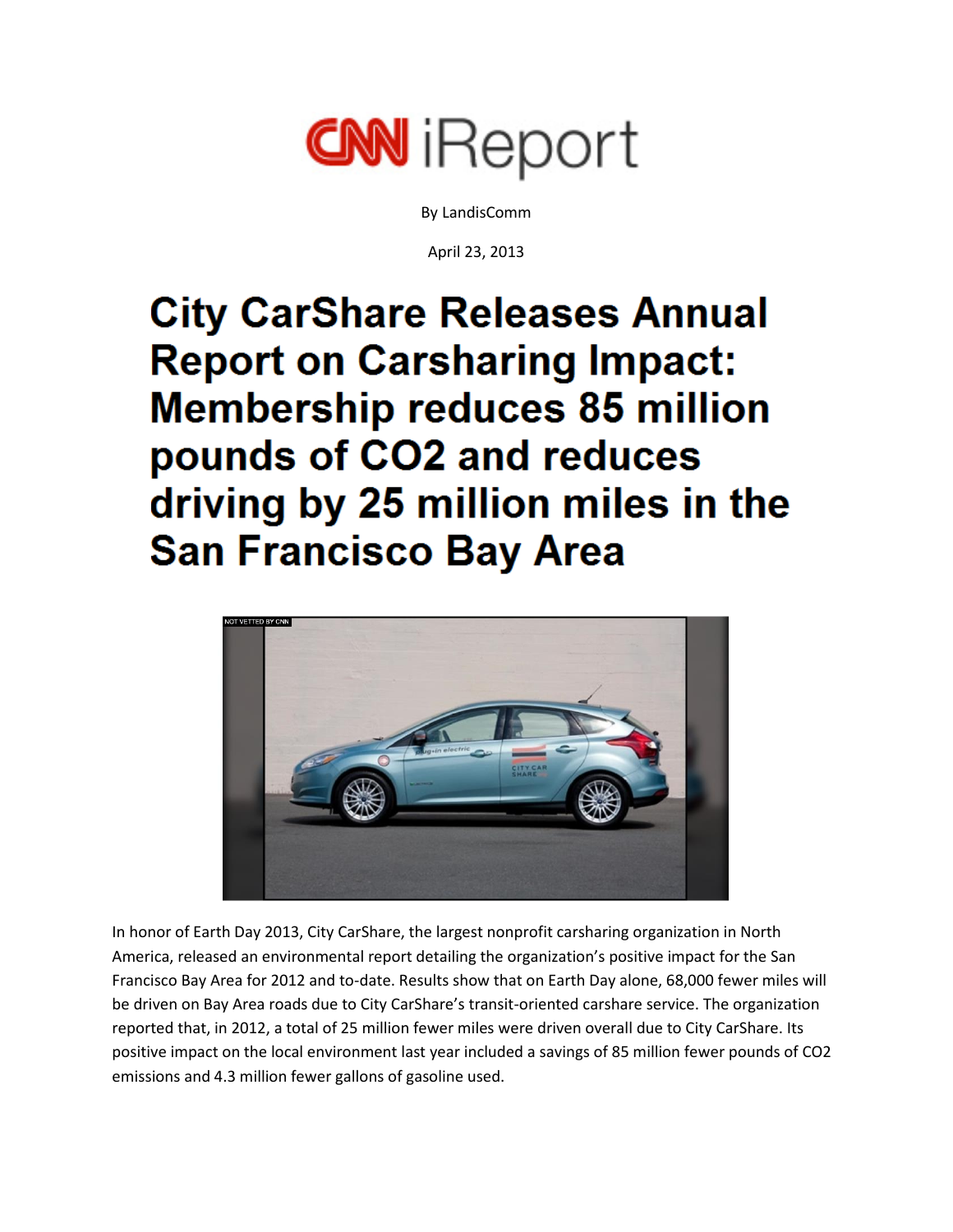CNN iReport

By LandisComm

April 23, 2013

# City CarShare Releases Annual Report on Carsharing Impact: Membership reduces 85 million pounds of $CO_2$ and reduces driving by 25 million miles in the San Francisco Bay Area

In honor of Earth Day 2013, City CarShare, the largest nonprofit carsharing organization in North America, released an environmental report detailing the organization's positive impact for the San Francisco Bay Area for 2012 and to-date. Results show that on Earth Day alone, 68,000 fewer miles will be driven on Bay Area roads due to City CarShare's transit-oriented carshare service. The organization reported that, in 2012, a total of 25 million fewer miles were driven overall due to City CarShare. Its positive impact on the local environment last year included a savings of 85 million fewer pounds of $CO_2$ emissions and 4.3 million fewer gallons of gasoline used.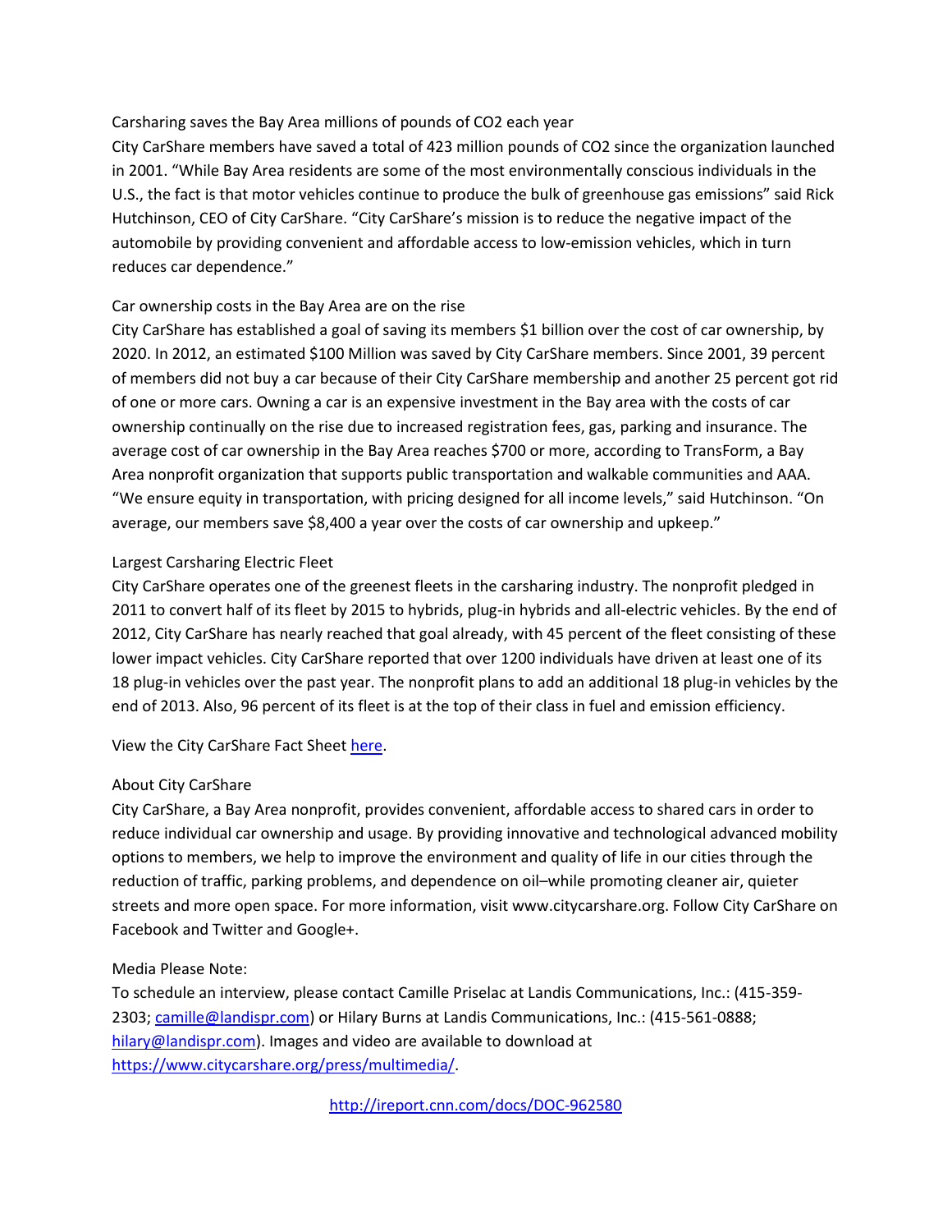## Carsharing saves the Bay Area millions of pounds of CO2 each year

City CarShare members have saved a total of 423 million pounds of CO2 since the organization launched in 2001. "While Bay Area residents are some of the most environmentally conscious individuals in the U.S., the fact is that motor vehicles continue to produce the bulk of greenhouse gas emissions" said Rick Hutchinson, CEO of City CarShare. "City CarShare's mission is to reduce the negative impact of the automobile by providing convenient and affordable access to low-emission vehicles, which in turn reduces car dependence."

## Car ownership costs in the Bay Area are on the rise

City CarShare has established a goal of saving its members $1 billion over the cost of car ownership, by 2020. In 2012, an estimated $100 Million was saved by City CarShare members. Since 2001, 39 percent of members did not buy a car because of their City CarShare membership and another 25 percent got rid of one or more cars. Owning a car is an expensive investment in the Bay area with the costs of car ownership continually on the rise due to increased registration fees, gas, parking and insurance. The average cost of car ownership in the Bay Area reaches $700 or more, according to TransForm, a Bay Area nonprofit organization that supports public transportation and walkable communities and AAA. "We ensure equity in transportation, with pricing designed for all income levels," said Hutchinson. "On average, our members save $8,400 a year over the costs of car ownership and upkeep."

## Largest Carsharing Electric Fleet

City CarShare operates one of the greenest fleets in the carsharing industry. The nonprofit pledged in 2011 to convert half of its fleet by 2015 to hybrids, plug-in hybrids and all-electric vehicles. By the end of 2012, City CarShare has nearly reached that goal already, with 45 percent of the fleet consisting of these lower impact vehicles. City CarShare reported that over 1200 individuals have driven at least one of its 18 plug-in vehicles over the past year. The nonprofit plans to add an additional 18 plug-in vehicles by the end of 2013. Also, 96 percent of its fleet is at the top of their class in fuel and emission efficiency.

View the City CarShare Fact Sheet [here](#).

## About City CarShare

City CarShare, a Bay Area nonprofit, provides convenient, affordable access to shared cars in order to reduce individual car ownership and usage. By providing innovative and technological advanced mobility options to members, we help to improve the environment and quality of life in our cities through the reduction of traffic, parking problems, and dependence on oil–while promoting cleaner air, quieter streets and more open space. For more information, visit www.citycarshare.org. Follow City CarShare on Facebook and Twitter and Google+.

## Media Please Note:

To schedule an interview, please contact Camille Priselac at Landis Communications, Inc.: (415-359-2303; camille@landispr.com) or Hilary Burns at Landis Communications, Inc.: (415-561-0888; hilary@landispr.com). Images and video are available to download at https://www.citycarshare.org/press/multimedia/.

http://ireport.cnn.com/docs/DOC-962580